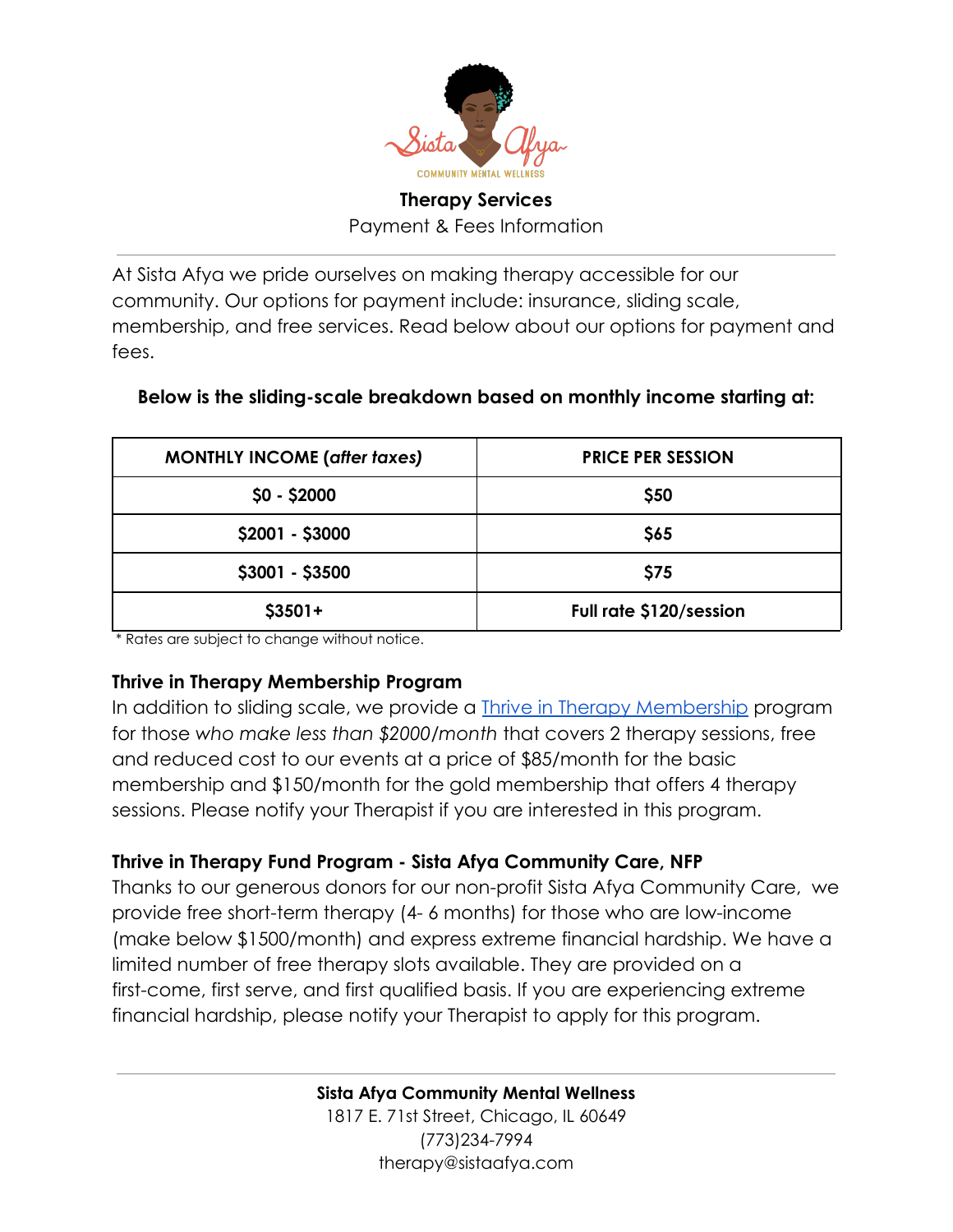**Therapy Services**

Payment & Fees Information

---

At Sista Afya we pride ourselves on making therapy accessible for our community. Our options for payment include: insurance, sliding scale, membership, and free services. Read below about our options for payment and fees.

**Below is the sliding-scale breakdown based on monthly income starting at:**

| MONTHLY INCOME (*after taxes*) | PRICE PER SESSION |
|---|---|
| $0 - $2000 | $50 |
| $2001 - $3000 | $65 |
| $3001 - $3500 | $75 |
| $3501+ | Full rate $120/session |

* Rates are subject to change without notice.

### Thrive in Therapy Membership Program

In addition to sliding scale, we provide a Thrive in Therapy Membership program for those *who make less than $2000/month* that covers 2 therapy sessions, free and reduced cost to our events at a price of $85/month for the basic membership and $150/month for the gold membership that offers 4 therapy sessions. Please notify your Therapist if you are interested in this program.

### Thrive in Therapy Fund Program - Sista Afya Community Care, NFP

Thanks to our generous donors for our non-profit Sista Afya Community Care, we provide free short-term therapy (4- 6 months) for those who are low-income (make below $1500/month) and express extreme financial hardship. We have a limited number of free therapy slots available. They are provided on a first-come, first serve, and first qualified basis. If you are experiencing extreme financial hardship, please notify your Therapist to apply for this program.

---

**Sista Afya Community Mental Wellness**

1817 E. 71st Street, Chicago, IL 60649

(773)234-7994

therapy@sistaafya.com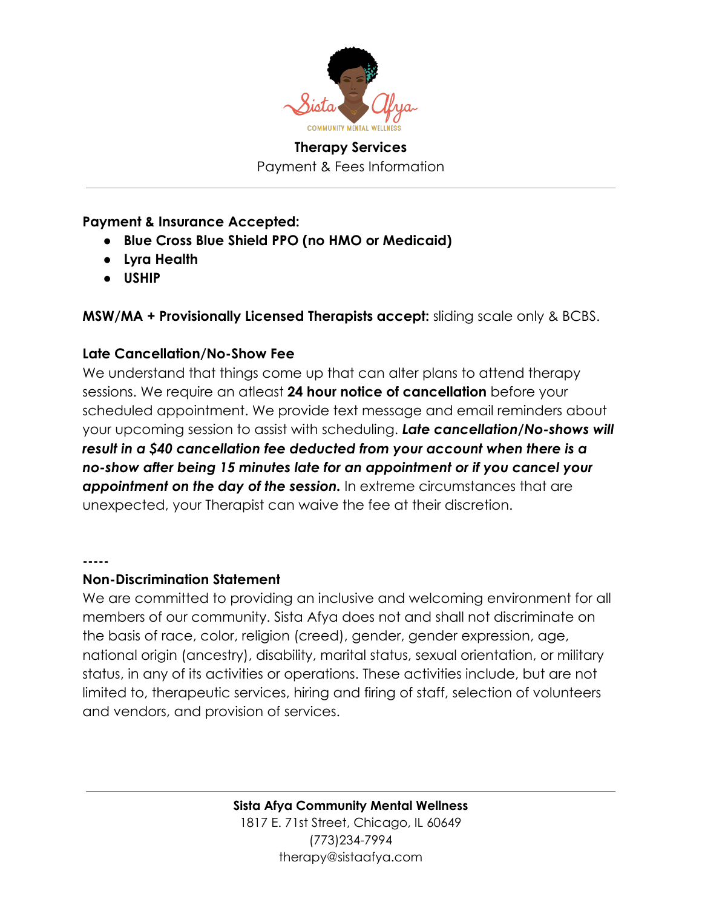Sista Afya

COMMUNITY MENTAL WELLNESS

**Therapy Services**

Payment & Fees Information

---

**Payment & Insurance Accepted:**

- **Blue Cross Blue Shield PPO (no HMO or Medicaid)**
- **Lyra Health**
- **USHIP**

**MSW/MA + Provisionally Licensed Therapists accept:** sliding scale only & BCBS.

**Late Cancellation/No-Show Fee**

We understand that things come up that can alter plans to attend therapy sessions. We require an atleast **24 hour notice of cancellation** before your scheduled appointment. We provide text message and email reminders about your upcoming session to assist with scheduling. ***Late cancellation/No-shows will result in a $40 cancellation fee deducted from your account when there is a no-show after being 15 minutes late for an appointment or if you cancel your appointment on the day of the session.*** In extreme circumstances that are unexpected, your Therapist can waive the fee at their discretion.

-----

**Non-Discrimination Statement**

We are committed to providing an inclusive and welcoming environment for all members of our community. Sista Afya does not and shall not discriminate on the basis of race, color, religion (creed), gender, gender expression, age, national origin (ancestry), disability, marital status, sexual orientation, or military status, in any of its activities or operations. These activities include, but are not limited to, therapeutic services, hiring and firing of staff, selection of volunteers and vendors, and provision of services.

---

**Sista Afya Community Mental Wellness**

1817 E. 71st Street, Chicago, IL 60649

(773)234-7994

therapy@sistaafya.com